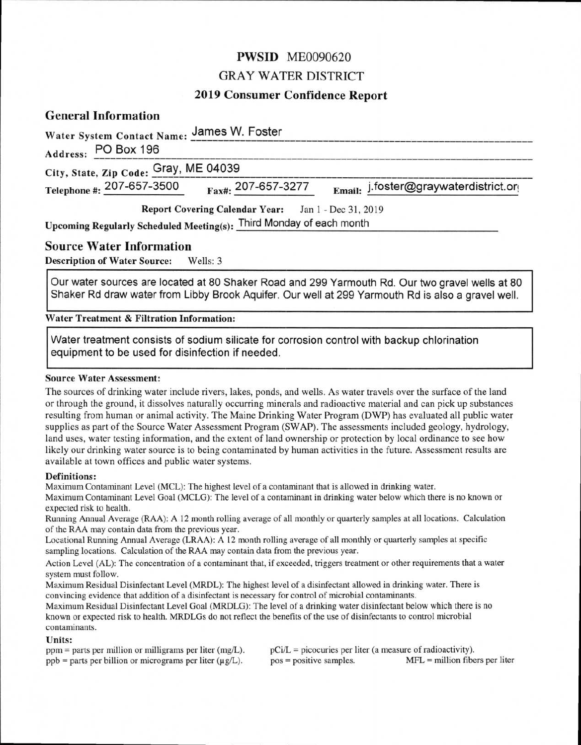# PWSID ME0090620

## GRAY WATER DISTRICT

## 2019 Consumer Confidence Report

### General Information

**Water System Contact Name:** James W. Foster

**Address:** PO Box 196

**City, State, Zip Code:** Gray, ME 04039

**Telephone #:** 207-657-3500 **Fax#:** 207-657-3277 **Email:** j.foster@graywaterdistrict.or(

**Report Covering Calendar Year:** Jan 1 - Dec 31, 2019

**Upcoming Regularly Scheduled Meeting(s):** Third Monday of each month

### Source Water Information

**Description of Water Source:** Wells: 3

Our water sources are located at 80 Shaker Road and 299 Yarmouth Rd. Our two gravel wells at 80 Shaker Rd draw water from Libby Brook Aquifer. Our well at 299 Yarmouth Rd is also a gravel well.

**Water Treatment & Filtration Information:**

Water treatment consists of sodium silicate for corrosion control with backup chlorination equipment to be used for disinfection if needed.

**Source Water Assessment:**

The sources of drinking water include rivers, lakes, ponds, and wells. As water travels over the surface of the land or through the ground, it dissolves naturally occurring minerals and radioactive material and can pick up substances resulting from human or animal activity. The Maine Drinking Water Program (DWP) has evaluated all public water supplies as part of the Source Water Assessment Program (SWAP). The assessments included geology, hydrology, land uses, water testing information, and the extent of land ownership or protection by local ordinance to see how likely our drinking water source is to being contaminated by human activities in the future. Assessment results are available at town offices and public water systems.

**Definitions:**

Maximum Contaminant Level (MCL): The highest level of a contaminant that is allowed in drinking water.

Maximum Contaminant Level Goal (MCLG): The level of a contaminant in drinking water below which there is no known or expected risk to health.

Running Annual Average (RAA): A 12 month rolling average of all monthly or quarterly samples at all locations. Calculation of the RAA may contain data from the previous year.

Locational Running Annual Average (LRAA): A 12 month rolling average of all monthly or quarterly samples at specific sampling locations. Calculation of the RAA may contain data from the previous year.

Action Level (AL): The concentration of a contaminant that, if exceeded, triggers treatment or other requirements that a water system must follow.

Maximum Residual Disinfectant Level (MRDL): The highest level of a disinfectant allowed in drinking water. There is convincing evidence that addition of a disinfectant is necessary for control of microbial contaminants.

Maximum Residual Disinfectant Level Goal (MRDLG): The level of a drinking water disinfectant below which there is no known or expected risk to health. MRDLGs do not reflect the benefits of the use of disinfectants to control microbial contaminants.

**Units:**

ppm = parts per million or milligrams per liter (mg/L).
ppb = parts per billion or micrograms per liter (µg/L).
pCi/L = picocuries per liter (a measure of radioactivity).
pos = positive samples.
MFL = million fibers per liter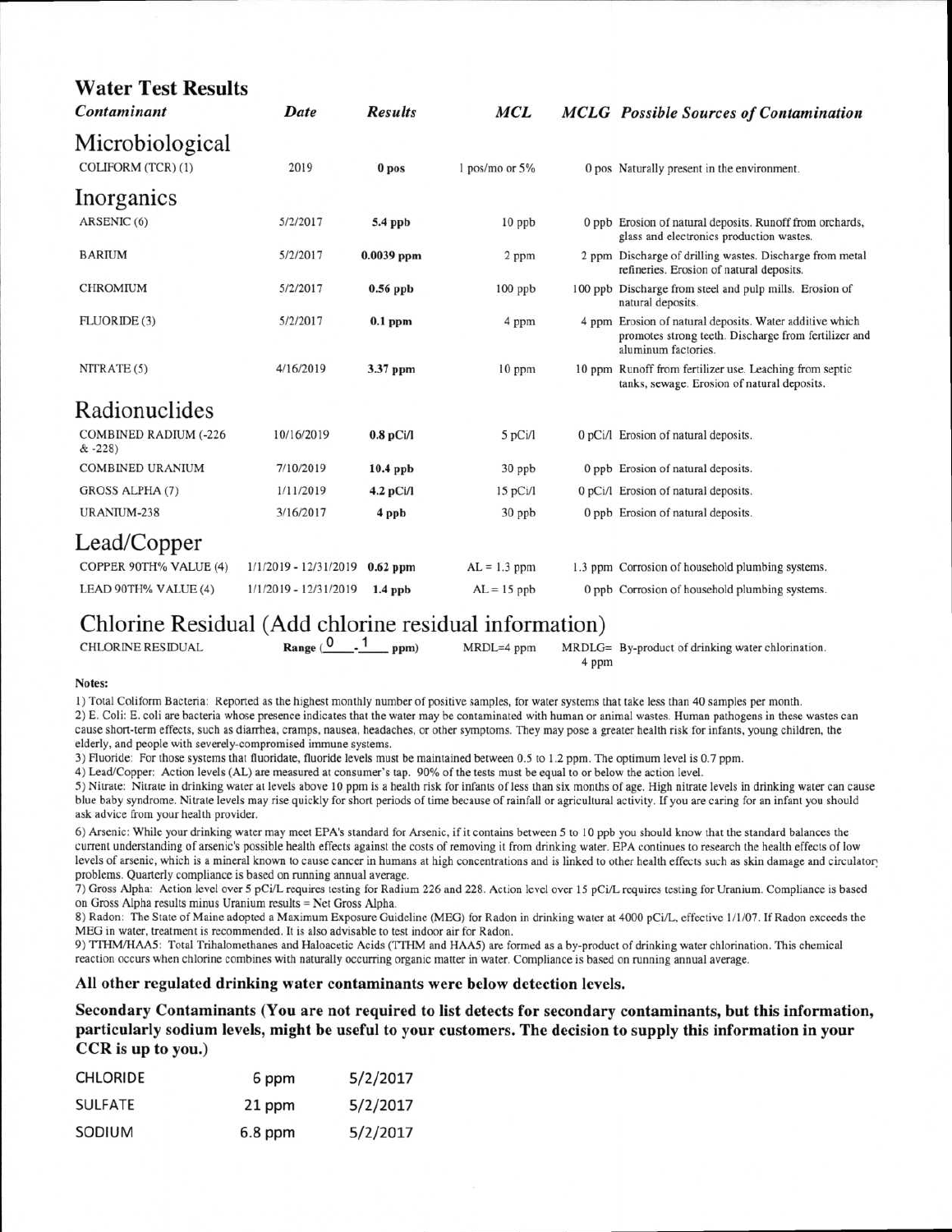## Water Test Results

| *Contaminant* | *Date* | *Results* | *MCL* | *MCLG* | *Possible Sources of Contamination* |
|---|---|---|---|---|---|
| **Microbiological** | | | | | |
| COLIFORM (TCR) (1) | 2019 | **0 pos** | 1 pos/mo or 5% | 0 pos | Naturally present in the environment. |
| **Inorganics** | | | | | |
| ARSENIC (6) | 5/2/2017 | **5.4 ppb** | 10 ppb | 0 ppb | Erosion of natural deposits. Runoff from orchards, glass and electronics production wastes. |
| BARIUM | 5/2/2017 | **0.0039 ppm** | 2 ppm | 2 ppm | Discharge of drilling wastes. Discharge from metal refineries. Erosion of natural deposits. |
| CHROMIUM | 5/2/2017 | **0.56 ppb** | 100 ppb | 100 ppb | Discharge from steel and pulp mills. Erosion of natural deposits. |
| FLUORIDE (3) | 5/2/2017 | **0.1 ppm** | 4 ppm | 4 ppm | Erosion of natural deposits. Water additive which promotes strong teeth. Discharge from fertilizer and aluminum factories. |
| NITRATE (5) | 4/16/2019 | **3.37 ppm** | 10 ppm | 10 ppm | Runoff from fertilizer use. Leaching from septic tanks, sewage. Erosion of natural deposits. |
| **Radionuclides** | | | | | |
| COMBINED RADIUM (-226 & -228) | 10/16/2019 | **0.8 pCi/l** | 5 pCi/l | 0 pCi/l | Erosion of natural deposits. |
| COMBINED URANIUM | 7/10/2019 | **10.4 ppb** | 30 ppb | 0 ppb | Erosion of natural deposits. |
| GROSS ALPHA (7) | 1/11/2019 | **4.2 pCi/l** | 15 pCi/l | 0 pCi/l | Erosion of natural deposits. |
| URANIUM-238 | 3/16/2017 | **4 ppb** | 30 ppb | 0 ppb | Erosion of natural deposits. |
| **Lead/Copper** | | | | | |
| COPPER 90TH% VALUE (4) | 1/1/2019 - 12/31/2019 | **0.62 ppm** | AL = 1.3 ppm | 1.3 ppm | Corrosion of household plumbing systems. |
| LEAD 90TH% VALUE (4) | 1/1/2019 - 12/31/2019 | **1.4 ppb** | AL = 15 ppb | 0 ppb | Corrosion of household plumbing systems. |

## Chlorine Residual (Add chlorine residual information)

| CHLORINE RESIDUAL | **Range (0 - 1 ppm)** | MRDL=4 ppm | MRDLG= 4 ppm | By-product of drinking water chlorination. |
|---|---|---|---|---|

**Notes:**

1) Total Coliform Bacteria: Reported as the highest monthly number of positive samples, for water systems that take less than 40 samples per month.
2) E. Coli: E. coli are bacteria whose presence indicates that the water may be contaminated with human or animal wastes. Human pathogens in these wastes can cause short-term effects, such as diarrhea, cramps, nausea, headaches, or other symptoms. They may pose a greater health risk for infants, young children, the elderly, and people with severely-compromised immune systems.
3) Fluoride: For those systems that fluoridate, fluoride levels must be maintained between 0.5 to 1.2 ppm. The optimum level is 0.7 ppm.
4) Lead/Copper: Action levels (AL) are measured at consumer's tap. 90% of the tests must be equal to or below the action level.
5) Nitrate: Nitrate in drinking water at levels above 10 ppm is a health risk for infants of less than six months of age. High nitrate levels in drinking water can cause blue baby syndrome. Nitrate levels may rise quickly for short periods of time because of rainfall or agricultural activity. If you are caring for an infant you should ask advice from your health provider.
6) Arsenic: While your drinking water may meet EPA's standard for Arsenic, if it contains between 5 to 10 ppb you should know that the standard balances the current understanding of arsenic's possible health effects against the costs of removing it from drinking water. EPA continues to research the health effects of low levels of arsenic, which is a mineral known to cause cancer in humans at high concentrations and is linked to other health effects such as skin damage and circulatory problems. Quarterly compliance is based on running annual average.
7) Gross Alpha: Action level over 5 pCi/L requires testing for Radium 226 and 228. Action level over 15 pCi/L requires testing for Uranium. Compliance is based on Gross Alpha results minus Uranium results = Net Gross Alpha.
8) Radon: The State of Maine adopted a Maximum Exposure Guideline (MEG) for Radon in drinking water at 4000 pCi/L, effective 1/1/07. If Radon exceeds the MEG in water, treatment is recommended. It is also advisable to test indoor air for Radon.
9) TTHM/HAA5: Total Trihalomethanes and Haloacetic Acids (TTHM and HAA5) are formed as a by-product of drinking water chlorination. This chemical reaction occurs when chlorine combines with naturally occurring organic matter in water. Compliance is based on running annual average.

**All other regulated drinking water contaminants were below detection levels.**

**Secondary Contaminants (You are not required to list detects for secondary contaminants, but this information, particularly sodium levels, might be useful to your customers. The decision to supply this information in your CCR is up to you.)**

| CHLORIDE | 6 ppm | 5/2/2017 |
|---|---|---|
| SULFATE | 21 ppm | 5/2/2017 |
| SODIUM | 6.8 ppm | 5/2/2017 |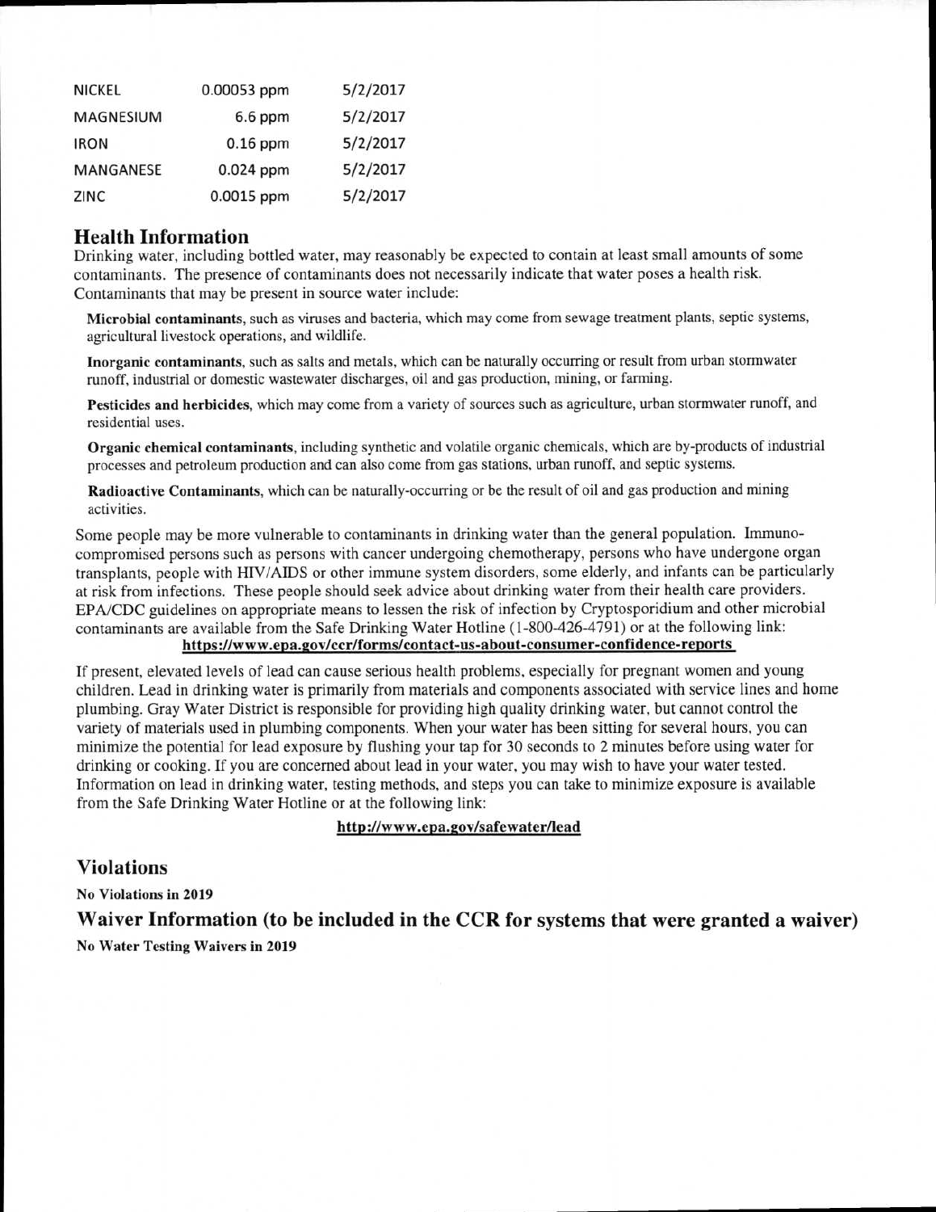| | | |
|---|---|---|
| NICKEL | 0.00053 ppm | 5/2/2017 |
| MAGNESIUM | 6.6 ppm | 5/2/2017 |
| IRON | 0.16 ppm | 5/2/2017 |
| MANGANESE | 0.024 ppm | 5/2/2017 |
| ZINC | 0.0015 ppm | 5/2/2017 |

## Health Information

Drinking water, including bottled water, may reasonably be expected to contain at least small amounts of some contaminants. The presence of contaminants does not necessarily indicate that water poses a health risk. Contaminants that may be present in source water include:

**Microbial contaminants**, such as viruses and bacteria, which may come from sewage treatment plants, septic systems, agricultural livestock operations, and wildlife.

**Inorganic contaminants**, such as salts and metals, which can be naturally occurring or result from urban stormwater runoff, industrial or domestic wastewater discharges, oil and gas production, mining, or farming.

**Pesticides and herbicides**, which may come from a variety of sources such as agriculture, urban stormwater runoff, and residential uses.

**Organic chemical contaminants**, including synthetic and volatile organic chemicals, which are by-products of industrial processes and petroleum production and can also come from gas stations, urban runoff, and septic systems.

**Radioactive Contaminants**, which can be naturally-occurring or be the result of oil and gas production and mining activities.

Some people may be more vulnerable to contaminants in drinking water than the general population. Immuno-compromised persons such as persons with cancer undergoing chemotherapy, persons who have undergone organ transplants, people with HIV/AIDS or other immune system disorders, some elderly, and infants can be particularly at risk from infections. These people should seek advice about drinking water from their health care providers. EPA/CDC guidelines on appropriate means to lessen the risk of infection by Cryptosporidium and other microbial contaminants are available from the Safe Drinking Water Hotline (1-800-426-4791) or at the following link:

**https://www.epa.gov/ccr/forms/contact-us-about-consumer-confidence-reports**

If present, elevated levels of lead can cause serious health problems, especially for pregnant women and young children. Lead in drinking water is primarily from materials and components associated with service lines and home plumbing. Gray Water District is responsible for providing high quality drinking water, but cannot control the variety of materials used in plumbing components. When your water has been sitting for several hours, you can minimize the potential for lead exposure by flushing your tap for 30 seconds to 2 minutes before using water for drinking or cooking. If you are concerned about lead in your water, you may wish to have your water tested. Information on lead in drinking water, testing methods, and steps you can take to minimize exposure is available from the Safe Drinking Water Hotline or at the following link:

**http://www.epa.gov/safewater/lead**

## Violations

**No Violations in 2019**

## Waiver Information (to be included in the CCR for systems that were granted a waiver)

**No Water Testing Waivers in 2019**